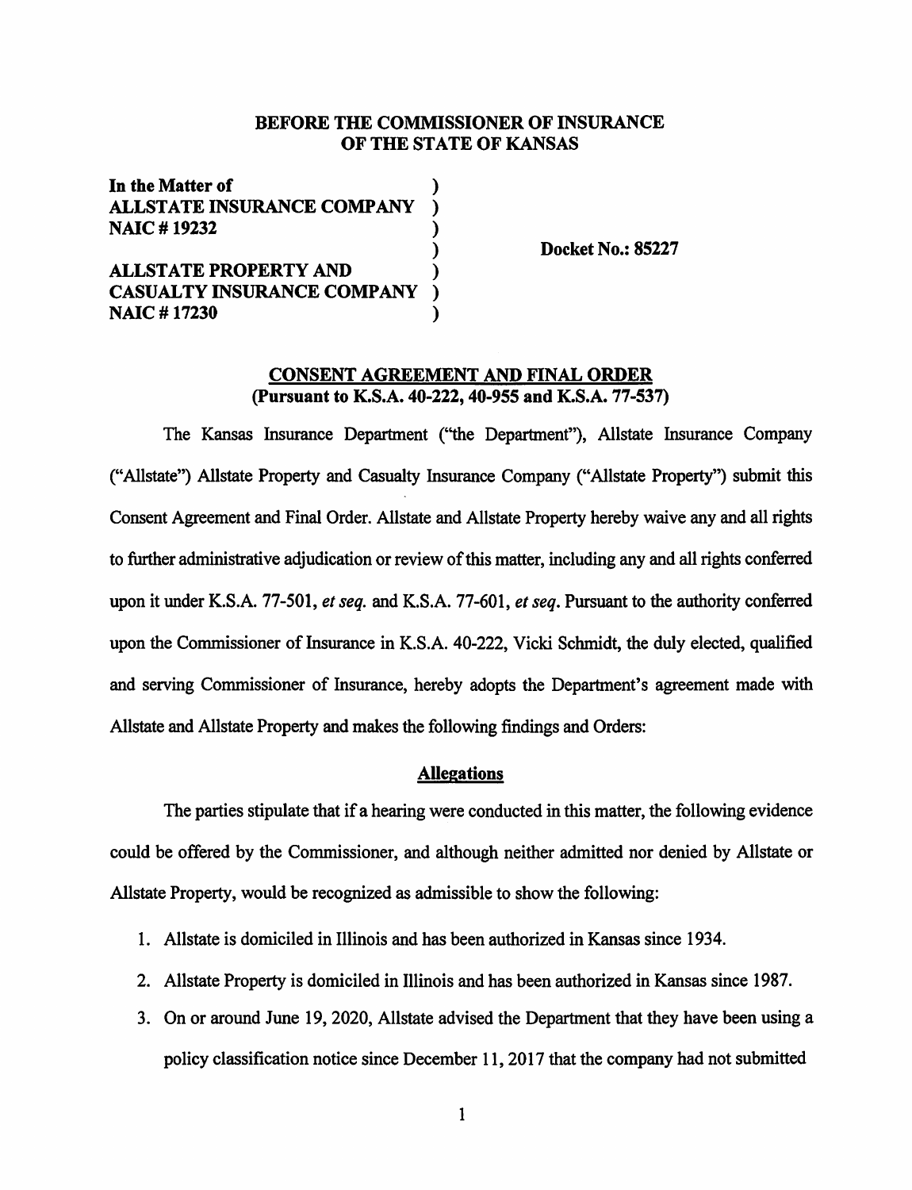**BEFORE THE COMMISSIONER OF INSURANCE**
**OF THE STATE OF KANSAS**

**In the Matter of**
**ALLSTATE INSURANCE COMPANY**
**NAIC # 19232**

**ALLSTATE PROPERTY AND**
**CASUALTY INSURANCE COMPANY**
**NAIC # 17230**

**Docket No.: 85227**

**CONSENT AGREEMENT AND FINAL ORDER**
**(Pursuant to K.S.A. 40-222, 40-955 and K.S.A. 77-537)**

The Kansas Insurance Department ("the Department"), Allstate Insurance Company ("Allstate") Allstate Property and Casualty Insurance Company ("Allstate Property") submit this Consent Agreement and Final Order. Allstate and Allstate Property hereby waive any and all rights to further administrative adjudication or review of this matter, including any and all rights conferred upon it under K.S.A. 77-501, *et seq.* and K.S.A. 77-601, *et seq*. Pursuant to the authority conferred upon the Commissioner of Insurance in K.S.A. 40-222, Vicki Schmidt, the duly elected, qualified and serving Commissioner of Insurance, hereby adopts the Department's agreement made with Allstate and Allstate Property and makes the following findings and Orders:

## Allegations

The parties stipulate that if a hearing were conducted in this matter, the following evidence could be offered by the Commissioner, and although neither admitted nor denied by Allstate or Allstate Property, would be recognized as admissible to show the following:

1. Allstate is domiciled in Illinois and has been authorized in Kansas since 1934.
2. Allstate Property is domiciled in Illinois and has been authorized in Kansas since 1987.
3. On or around June 19, 2020, Allstate advised the Department that they have been using a policy classification notice since December 11, 2017 that the company had not submitted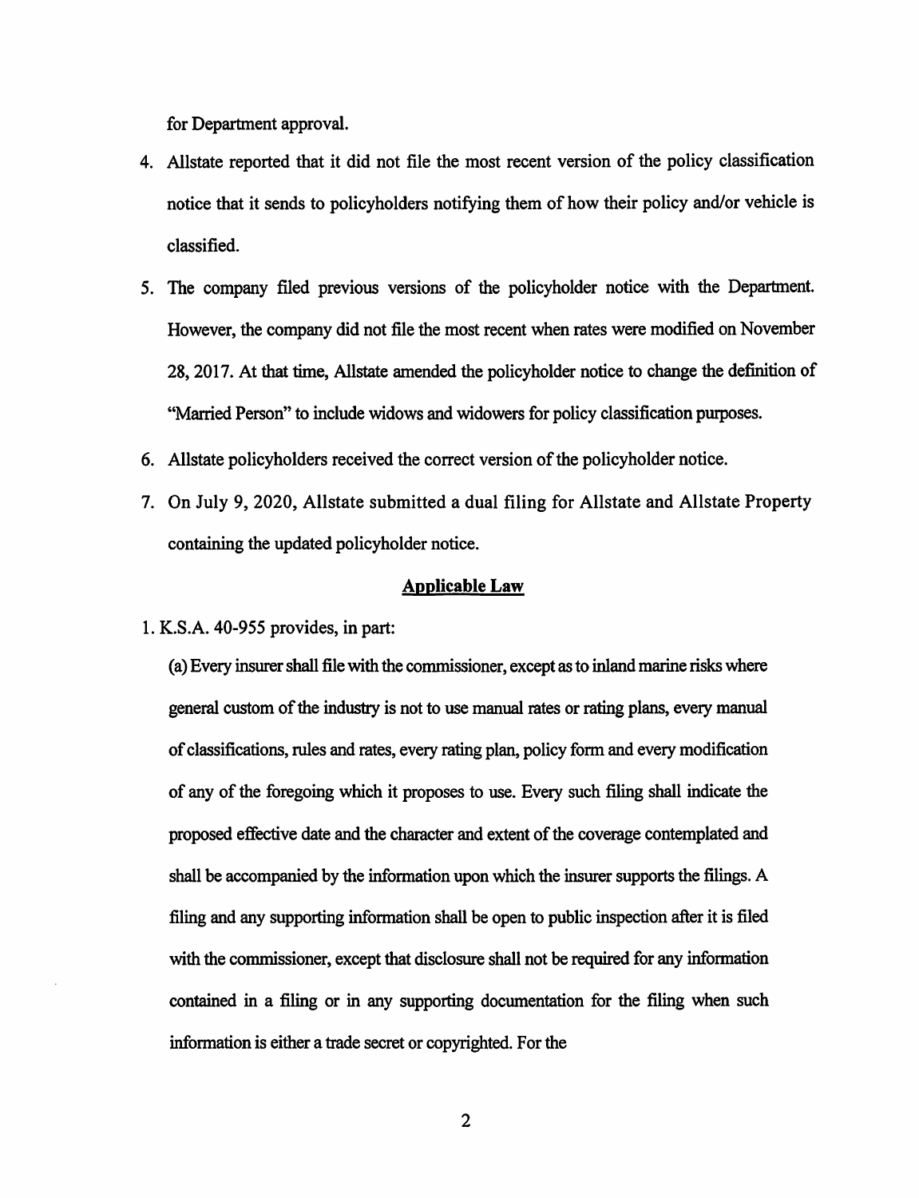for Department approval.

4. Allstate reported that it did not file the most recent version of the policy classification notice that it sends to policyholders notifying them of how their policy and/or vehicle is classified.
5. The company filed previous versions of the policyholder notice with the Department. However, the company did not file the most recent when rates were modified on November 28, 2017. At that time, Allstate amended the policyholder notice to change the definition of "Married Person" to include widows and widowers for policy classification purposes.
6. Allstate policyholders received the correct version of the policyholder notice.
7. On July 9, 2020, Allstate submitted a dual filing for Allstate and Allstate Property containing the updated policyholder notice.

## Applicable Law

1. K.S.A. 40-955 provides, in part:

   (a) Every insurer shall file with the commissioner, except as to inland marine risks where general custom of the industry is not to use manual rates or rating plans, every manual of classifications, rules and rates, every rating plan, policy form and every modification of any of the foregoing which it proposes to use. Every such filing shall indicate the proposed effective date and the character and extent of the coverage contemplated and shall be accompanied by the information upon which the insurer supports the filings. A filing and any supporting information shall be open to public inspection after it is filed with the commissioner, except that disclosure shall not be required for any information contained in a filing or in any supporting documentation for the filing when such information is either a trade secret or copyrighted. For the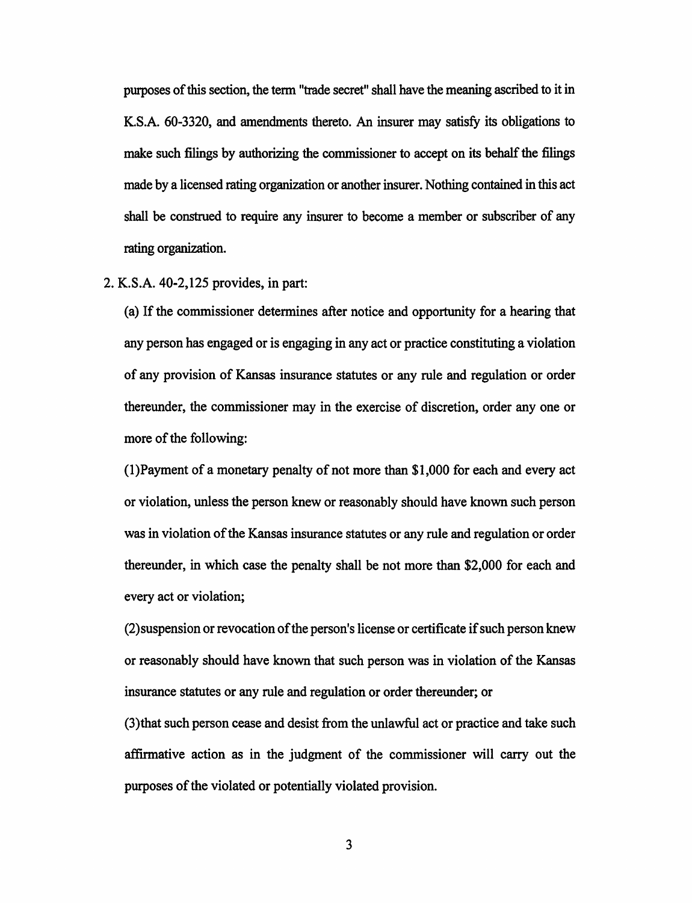purposes of this section, the term "trade secret" shall have the meaning ascribed to it in K.S.A. 60-3320, and amendments thereto. An insurer may satisfy its obligations to make such filings by authorizing the commissioner to accept on its behalf the filings made by a licensed rating organization or another insurer. Nothing contained in this act shall be construed to require any insurer to become a member or subscriber of any rating organization.

2. K.S.A. 40-2,125 provides, in part:

(a) If the commissioner determines after notice and opportunity for a hearing that any person has engaged or is engaging in any act or practice constituting a violation of any provision of Kansas insurance statutes or any rule and regulation or order thereunder, the commissioner may in the exercise of discretion, order any one or more of the following:

(1)Payment of a monetary penalty of not more than $1,000 for each and every act or violation, unless the person knew or reasonably should have known such person was in violation of the Kansas insurance statutes or any rule and regulation or order thereunder, in which case the penalty shall be not more than $2,000 for each and every act or violation;

(2)suspension or revocation of the person's license or certificate if such person knew or reasonably should have known that such person was in violation of the Kansas insurance statutes or any rule and regulation or order thereunder; or

(3)that such person cease and desist from the unlawful act or practice and take such affirmative action as in the judgment of the commissioner will carry out the purposes of the violated or potentially violated provision.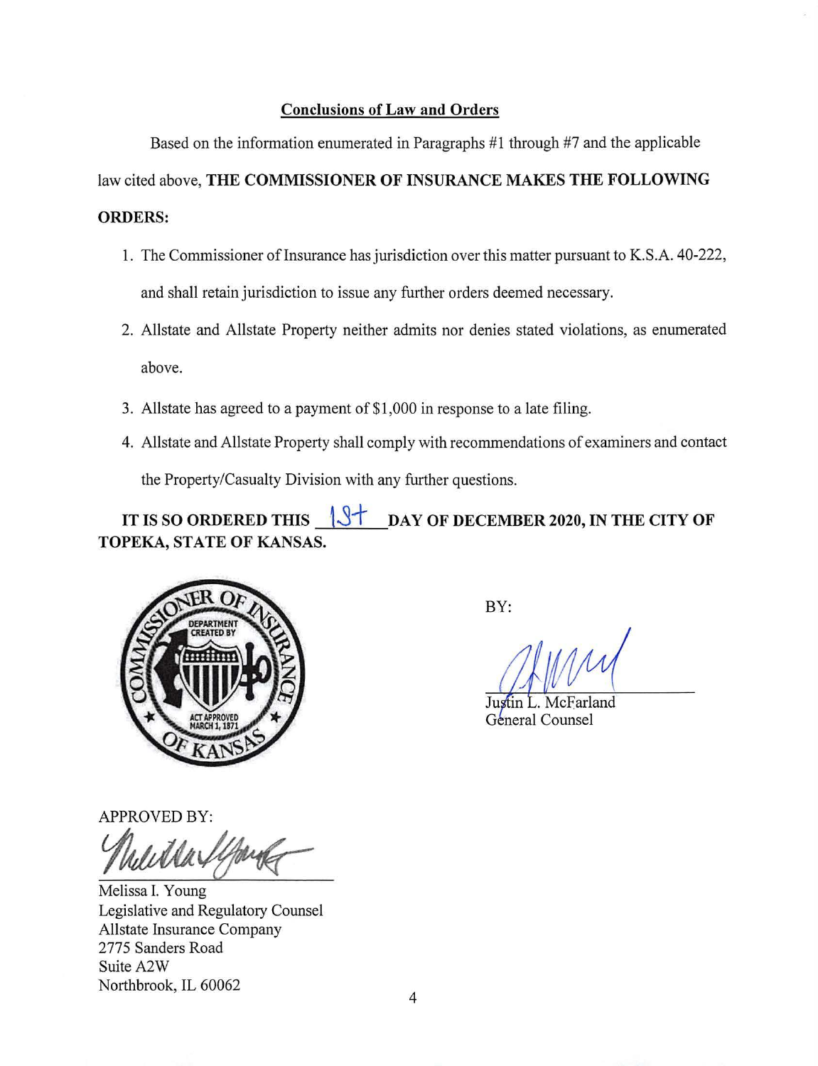## Conclusions of Law and Orders

Based on the information enumerated in Paragraphs #1 through #7 and the applicable law cited above, **THE COMMISSIONER OF INSURANCE MAKES THE FOLLOWING ORDERS:**

1. The Commissioner of Insurance has jurisdiction over this matter pursuant to K.S.A. 40-222, and shall retain jurisdiction to issue any further orders deemed necessary.
2. Allstate and Allstate Property neither admits nor denies stated violations, as enumerated above.
3. Allstate has agreed to a payment of $1,000 in response to a late filing.
4. Allstate and Allstate Property shall comply with recommendations of examiners and contact the Property/Casualty Division with any further questions.

**IT IS SO ORDERED THIS 1st DAY OF DECEMBER 2020, IN THE CITY OF TOPEKA, STATE OF KANSAS.**

COMMISSIONER OF INSURANCE OF KANSAS
DEPARTMENT CREATED BY ACT APPROVED MARCH 1, 1871

BY:

Justin L. McFarland
General Counsel

APPROVED BY:

Melissa I. Young
Legislative and Regulatory Counsel
Allstate Insurance Company
2775 Sanders Road
Suite A2W
Northbrook, IL 60062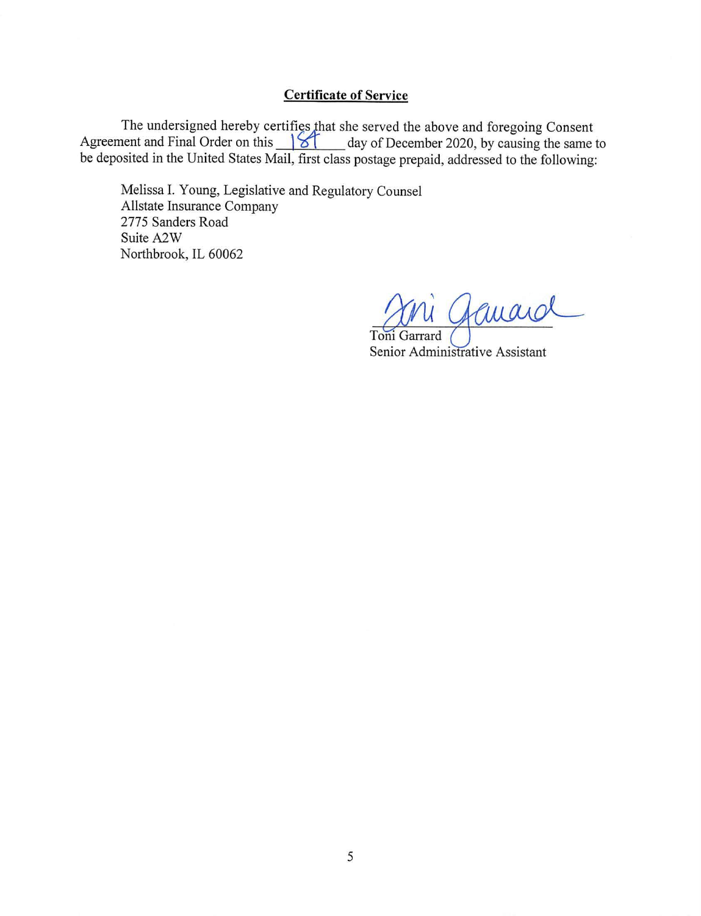**Certificate of Service**

The undersigned hereby certifies that she served the above and foregoing Consent Agreement and Final Order on this 18th day of December 2020, by causing the same to be deposited in the United States Mail, first class postage prepaid, addressed to the following:

Melissa I. Young, Legislative and Regulatory Counsel
Allstate Insurance Company
2775 Sanders Road
Suite A2W
Northbrook, IL 60062

Toni Garrard
Senior Administrative Assistant